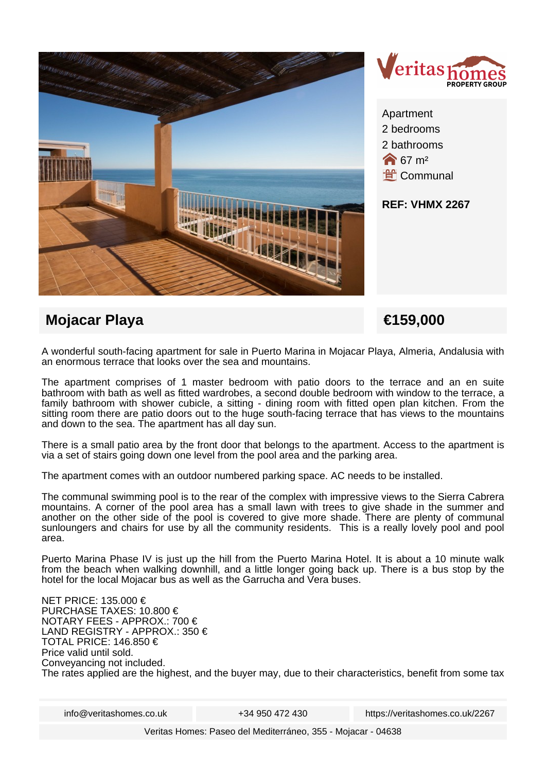Apartment
2 bedrooms
2 bathrooms
67 m²
Communal

**REF: VHMX 2267**

## Mojacar Playa

## €159,000

A wonderful south-facing apartment for sale in Puerto Marina in Mojacar Playa, Almeria, Andalusia with an enormous terrace that looks over the sea and mountains.

The apartment comprises of 1 master bedroom with patio doors to the terrace and an en suite bathroom with bath as well as fitted wardrobes, a second double bedroom with window to the terrace, a family bathroom with shower cubicle, a sitting - dining room with fitted open plan kitchen. From the sitting room there are patio doors out to the huge south-facing terrace that has views to the mountains and down to the sea. The apartment has all day sun.

There is a small patio area by the front door that belongs to the apartment. Access to the apartment is via a set of stairs going down one level from the pool area and the parking area.

The apartment comes with an outdoor numbered parking space. AC needs to be installed.

The communal swimming pool is to the rear of the complex with impressive views to the Sierra Cabrera mountains. A corner of the pool area has a small lawn with trees to give shade in the summer and another on the other side of the pool is covered to give more shade. There are plenty of communal sunloungers and chairs for use by all the community residents. This is a really lovely pool and pool area.

Puerto Marina Phase IV is just up the hill from the Puerto Marina Hotel. It is about a 10 minute walk from the beach when walking downhill, and a little longer going back up. There is a bus stop by the hotel for the local Mojacar bus as well as the Garrucha and Vera buses.

NET PRICE: 135.000 €
PURCHASE TAXES: 10.800 €
NOTARY FEES - APPROX.: 700 €
LAND REGISTRY - APPROX.: 350 €
TOTAL PRICE: 146.850 €
Price valid until sold.
Conveyancing not included.
The rates applied are the highest, and the buyer may, due to their characteristics, benefit from some tax

info@veritashomes.co.uk | +34 950 472 430 | https://veritashomes.co.uk/2267

Veritas Homes: Paseo del Mediterráneo, 355 - Mojacar - 04638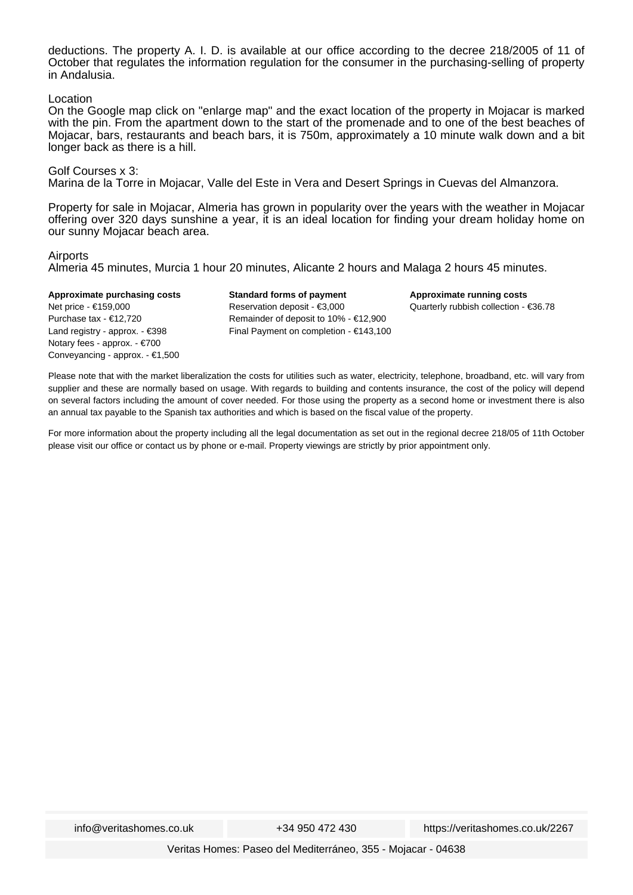deductions. The property A. I. D. is available at our office according to the decree 218/2005 of 11 of October that regulates the information regulation for the consumer in the purchasing-selling of property in Andalusia.

Location
On the Google map click on "enlarge map" and the exact location of the property in Mojacar is marked with the pin. From the apartment down to the start of the promenade and to one of the best beaches of Mojacar, bars, restaurants and beach bars, it is 750m, approximately a 10 minute walk down and a bit longer back as there is a hill.

Golf Courses x 3:
Marina de la Torre in Mojacar, Valle del Este in Vera and Desert Springs in Cuevas del Almanzora.

Property for sale in Mojacar, Almeria has grown in popularity over the years with the weather in Mojacar offering over 320 days sunshine a year, it is an ideal location for finding your dream holiday home on our sunny Mojacar beach area.

Airports
Almeria 45 minutes, Murcia 1 hour 20 minutes, Alicante 2 hours and Malaga 2 hours 45 minutes.

**Approximate purchasing costs**
Net price - €159,000
Purchase tax - €12,720
Land registry - approx. - €398
Notary fees - approx. - €700
Conveyancing - approx. - €1,500

**Standard forms of payment**
Reservation deposit - €3,000
Remainder of deposit to 10% - €12,900
Final Payment on completion - €143,100

**Approximate running costs**
Quarterly rubbish collection - €36.78

Please note that with the market liberalization the costs for utilities such as water, electricity, telephone, broadband, etc. will vary from supplier and these are normally based on usage. With regards to building and contents insurance, the cost of the policy will depend on several factors including the amount of cover needed. For those using the property as a second home or investment there is also an annual tax payable to the Spanish tax authorities and which is based on the fiscal value of the property.

For more information about the property including all the legal documentation as set out in the regional decree 218/05 of 11th October please visit our office or contact us by phone or e-mail. Property viewings are strictly by prior appointment only.

info@veritashomes.co.uk | +34 950 472 430 | https://veritashomes.co.uk/2267

Veritas Homes: Paseo del Mediterráneo, 355 - Mojacar - 04638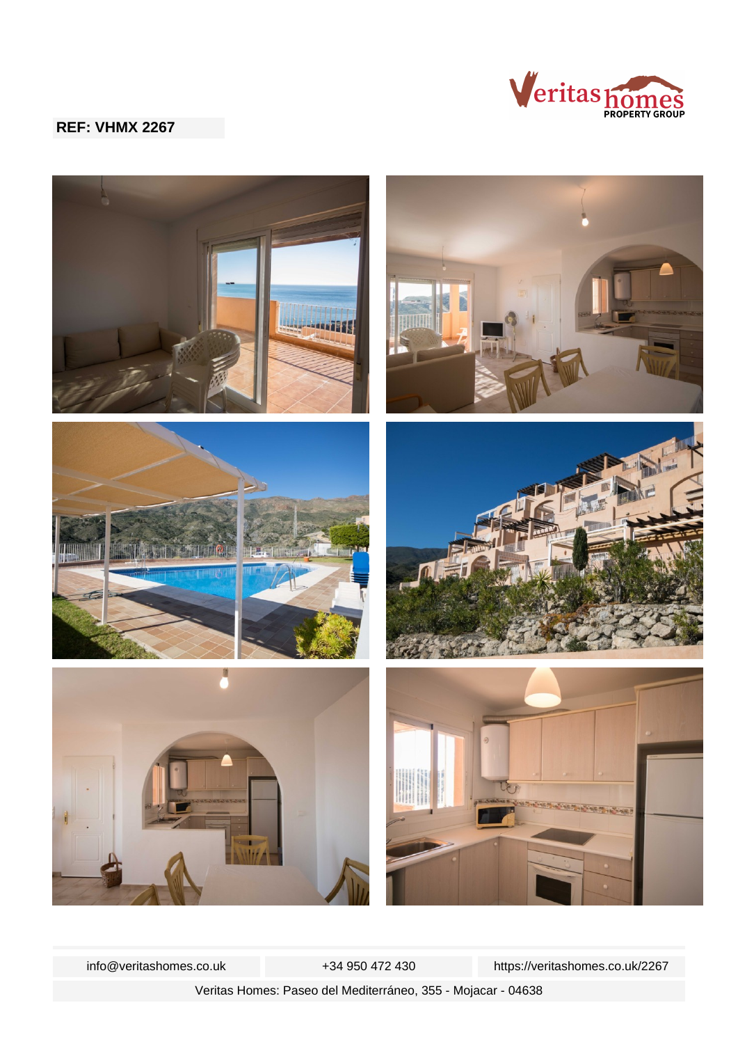**REF: VHMX 2267**

| | | |
|---|---|---|
| info@veritashomes.co.uk | +34 950 472 430 | https://veritashomes.co.uk/2267 |

Veritas Homes: Paseo del Mediterráneo, 355 - Mojacar - 04638